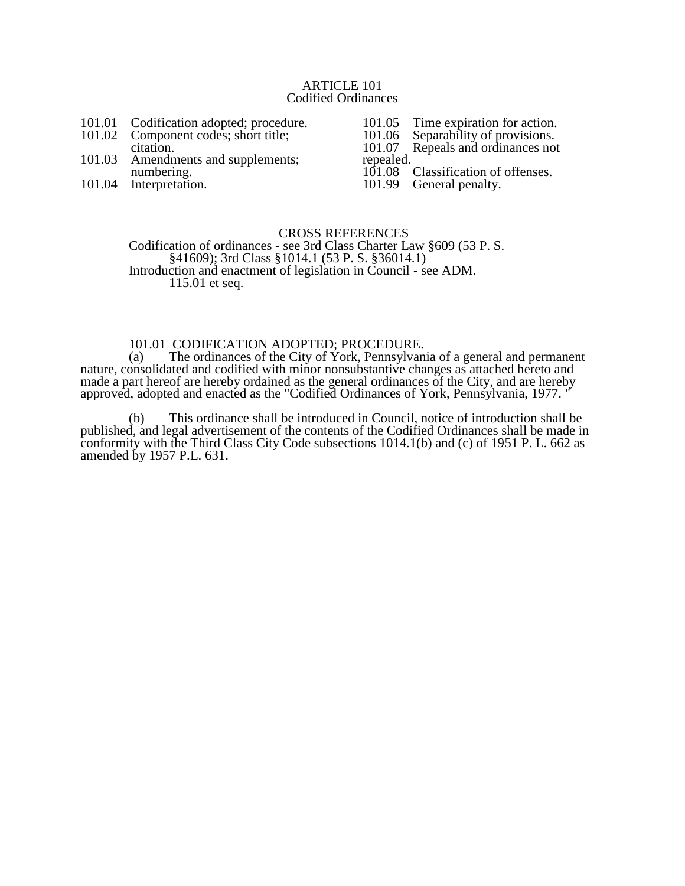# ARTICLE 101
## Codified Ordinances

101.01 Codification adopted; procedure.
101.02 Component codes; short title; citation.
101.03 Amendments and supplements; numbering.
101.04 Interpretation.
101.05 Time expiration for action.
101.06 Separability of provisions.
101.07 Repeals and ordinances not repealed.
101.08 Classification of offenses.
101.99 General penalty.

CROSS REFERENCES

Codification of ordinances - see 3rd Class Charter Law §609 (53 P. S. §41609); 3rd Class §1014.1 (53 P. S. §36014.1)

Introduction and enactment of legislation in Council - see ADM. 115.01 et seq.

### 101.01 CODIFICATION ADOPTED; PROCEDURE.

(a) The ordinances of the City of York, Pennsylvania of a general and permanent nature, consolidated and codified with minor nonsubstantive changes as attached hereto and made a part hereof are hereby ordained as the general ordinances of the City, and are hereby approved, adopted and enacted as the "Codified Ordinances of York, Pennsylvania, 1977. "

(b) This ordinance shall be introduced in Council, notice of introduction shall be published, and legal advertisement of the contents of the Codified Ordinances shall be made in conformity with the Third Class City Code subsections 1014.1(b) and (c) of 1951 P. L. 662 as amended by 1957 P.L. 631.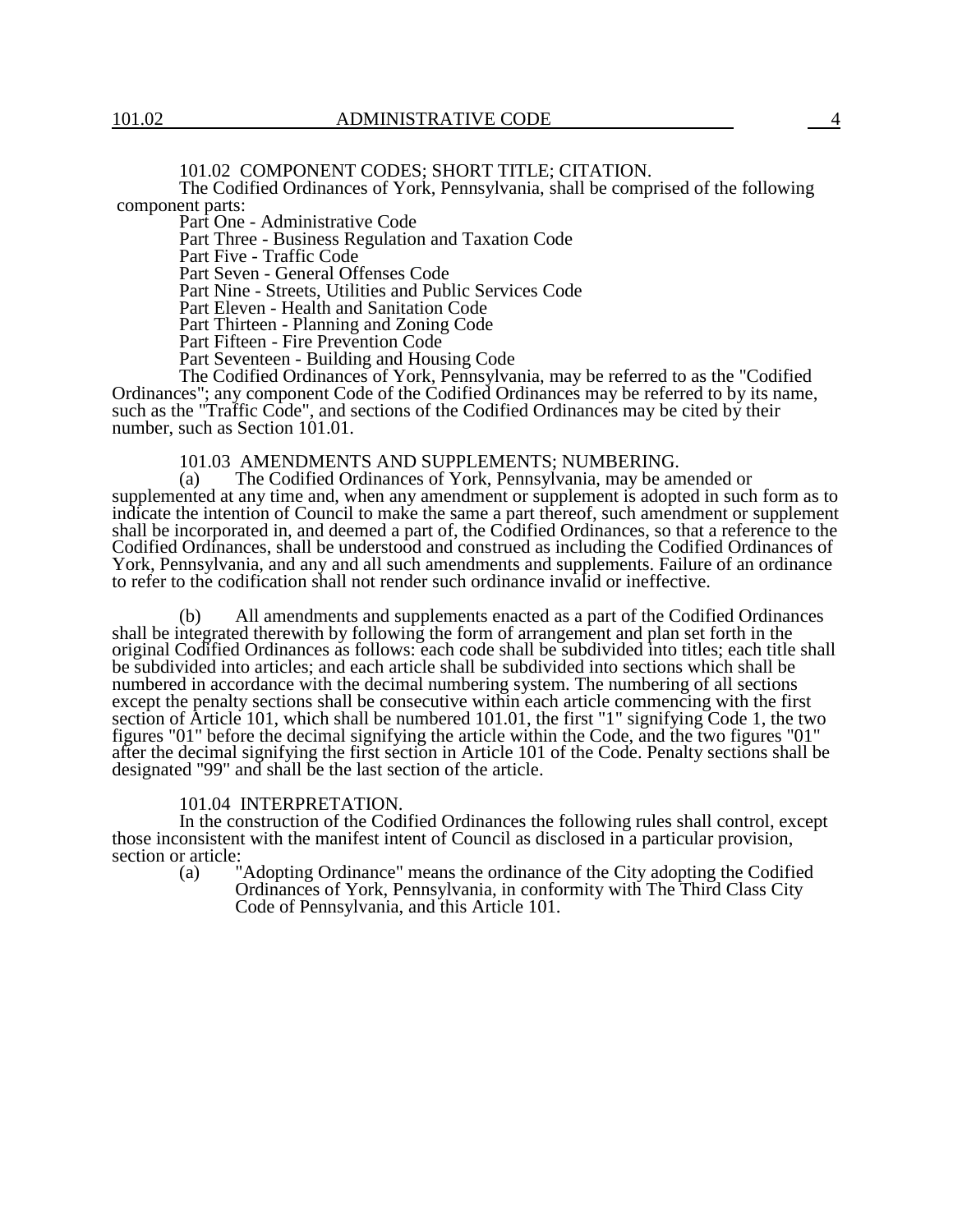### 101.02 COMPONENT CODES; SHORT TITLE; CITATION.

The Codified Ordinances of York, Pennsylvania, shall be comprised of the following component parts:

Part One - Administrative Code
Part Three - Business Regulation and Taxation Code
Part Five - Traffic Code
Part Seven - General Offenses Code
Part Nine - Streets, Utilities and Public Services Code
Part Eleven - Health and Sanitation Code
Part Thirteen - Planning and Zoning Code
Part Fifteen - Fire Prevention Code
Part Seventeen - Building and Housing Code

The Codified Ordinances of York, Pennsylvania, may be referred to as the "Codified Ordinances"; any component Code of the Codified Ordinances may be referred to by its name, such as the "Traffic Code", and sections of the Codified Ordinances may be cited by their number, such as Section 101.01.

### 101.03 AMENDMENTS AND SUPPLEMENTS; NUMBERING.

(a) The Codified Ordinances of York, Pennsylvania, may be amended or supplemented at any time and, when any amendment or supplement is adopted in such form as to indicate the intention of Council to make the same a part thereof, such amendment or supplement shall be incorporated in, and deemed a part of, the Codified Ordinances, so that a reference to the Codified Ordinances, shall be understood and construed as including the Codified Ordinances of York, Pennsylvania, and any and all such amendments and supplements. Failure of an ordinance to refer to the codification shall not render such ordinance invalid or ineffective.

(b) All amendments and supplements enacted as a part of the Codified Ordinances shall be integrated therewith by following the form of arrangement and plan set forth in the original Codified Ordinances as follows: each code shall be subdivided into titles; each title shall be subdivided into articles; and each article shall be subdivided into sections which shall be numbered in accordance with the decimal numbering system. The numbering of all sections except the penalty sections shall be consecutive within each article commencing with the first section of Article 101, which shall be numbered 101.01, the first "1" signifying Code 1, the two figures "01" before the decimal signifying the article within the Code, and the two figures "01" after the decimal signifying the first section in Article 101 of the Code. Penalty sections shall be designated "99" and shall be the last section of the article.

### 101.04 INTERPRETATION.

In the construction of the Codified Ordinances the following rules shall control, except those inconsistent with the manifest intent of Council as disclosed in a particular provision, section or article:

(a) "Adopting Ordinance" means the ordinance of the City adopting the Codified Ordinances of York, Pennsylvania, in conformity with The Third Class City Code of Pennsylvania, and this Article 101.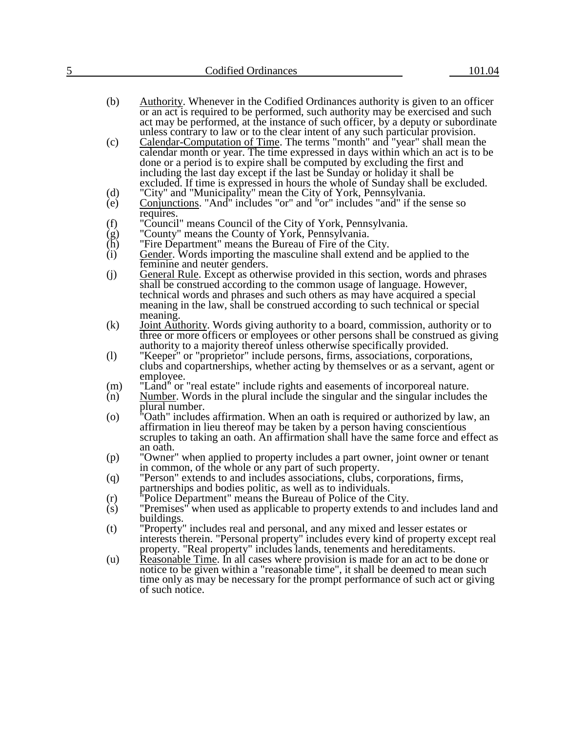(b) Authority. Whenever in the Codified Ordinances authority is given to an officer or an act is required to be performed, such authority may be exercised and such act may be performed, at the instance of such officer, by a deputy or subordinate unless contrary to law or to the clear intent of any such particular provision.

(c) Calendar-Computation of Time. The terms "month" and "year" shall mean the calendar month or year. The time expressed in days within which an act is to be done or a period is to expire shall be computed by excluding the first and including the last day except if the last be Sunday or holiday it shall be excluded. If time is expressed in hours the whole of Sunday shall be excluded.

(d) "City" and "Municipality" mean the City of York, Pennsylvania.

(e) Conjunctions. "And" includes "or" and "or" includes "and" if the sense so requires.

(f) "Council" means Council of the City of York, Pennsylvania.

(g) "County" means the County of York, Pennsylvania.

(h) "Fire Department" means the Bureau of Fire of the City.

(i) Gender. Words importing the masculine shall extend and be applied to the feminine and neuter genders.

(j) General Rule. Except as otherwise provided in this section, words and phrases shall be construed according to the common usage of language. However, technical words and phrases and such others as may have acquired a special meaning in the law, shall be construed according to such technical or special meaning.

(k) Joint Authority. Words giving authority to a board, commission, authority or to three or more officers or employees or other persons shall be construed as giving authority to a majority thereof unless otherwise specifically provided.

(l) "Keeper" or "proprietor" include persons, firms, associations, corporations, clubs and copartnerships, whether acting by themselves or as a servant, agent or employee.

(m) "Land" or "real estate" include rights and easements of incorporeal nature.

(n) Number. Words in the plural include the singular and the singular includes the plural number.

(o) "Oath" includes affirmation. When an oath is required or authorized by law, an affirmation in lieu thereof may be taken by a person having conscientious scruples to taking an oath. An affirmation shall have the same force and effect as an oath.

(p) "Owner" when applied to property includes a part owner, joint owner or tenant in common, of the whole or any part of such property.

(q) "Person" extends to and includes associations, clubs, corporations, firms, partnerships and bodies politic, as well as to individuals.

(r) "Police Department" means the Bureau of Police of the City.

(s) "Premises" when used as applicable to property extends to and includes land and buildings.

(t) "Property" includes real and personal, and any mixed and lesser estates or interests therein. "Personal property" includes every kind of property except real property. "Real property" includes lands, tenements and hereditaments.

(u) Reasonable Time. In all cases where provision is made for an act to be done or notice to be given within a "reasonable time", it shall be deemed to mean such time only as may be necessary for the prompt performance of such act or giving of such notice.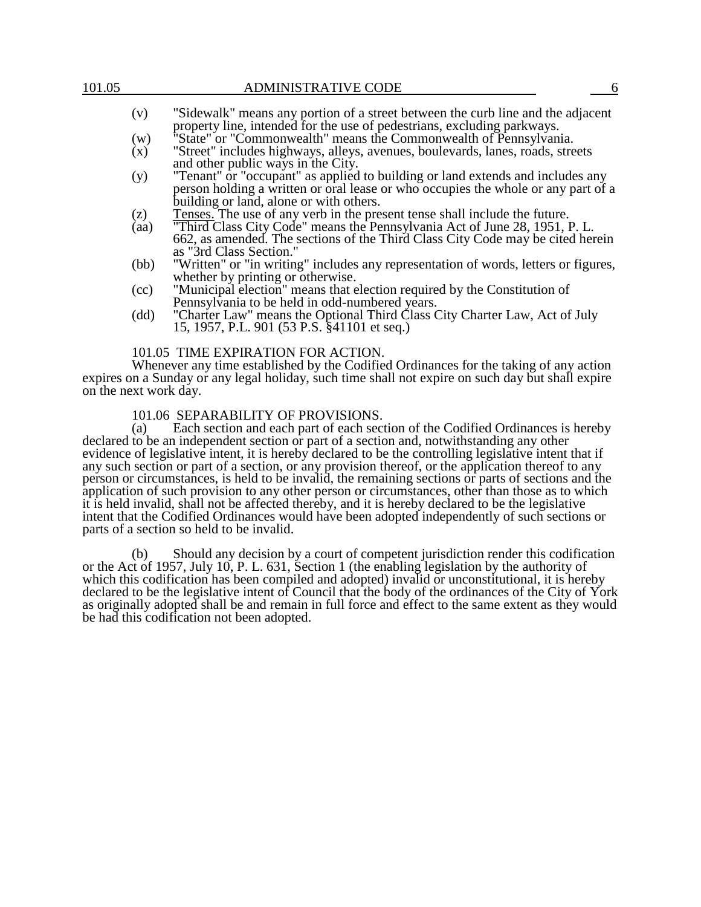(v) "Sidewalk" means any portion of a street between the curb line and the adjacent property line, intended for the use of pedestrians, excluding parkways.

(w) "State" or "Commonwealth" means the Commonwealth of Pennsylvania.

(x) "Street" includes highways, alleys, avenues, boulevards, lanes, roads, streets and other public ways in the City.

(y) "Tenant" or "occupant" as applied to building or land extends and includes any person holding a written or oral lease or who occupies the whole or any part of a building or land, alone or with others.

(z) Tenses. The use of any verb in the present tense shall include the future.

(aa) "Third Class City Code" means the Pennsylvania Act of June 28, 1951, P. L. 662, as amended. The sections of the Third Class City Code may be cited herein as "3rd Class Section."

(bb) "Written" or "in writing" includes any representation of words, letters or figures, whether by printing or otherwise.

(cc) "Municipal election" means that election required by the Constitution of Pennsylvania to be held in odd-numbered years.

(dd) "Charter Law" means the Optional Third Class City Charter Law, Act of July 15, 1957, P.L. 901 (53 P.S. §41101 et seq.)

101.05 TIME EXPIRATION FOR ACTION.

Whenever any time established by the Codified Ordinances for the taking of any action expires on a Sunday or any legal holiday, such time shall not expire on such day but shall expire on the next work day.

101.06 SEPARABILITY OF PROVISIONS.

(a) Each section and each part of each section of the Codified Ordinances is hereby declared to be an independent section or part of a section and, notwithstanding any other evidence of legislative intent, it is hereby declared to be the controlling legislative intent that if any such section or part of a section, or any provision thereof, or the application thereof to any person or circumstances, is held to be invalid, the remaining sections or parts of sections and the application of such provision to any other person or circumstances, other than those as to which it is held invalid, shall not be affected thereby, and it is hereby declared to be the legislative intent that the Codified Ordinances would have been adopted independently of such sections or parts of a section so held to be invalid.

(b) Should any decision by a court of competent jurisdiction render this codification or the Act of 1957, July 10, P. L. 631, Section 1 (the enabling legislation by the authority of which this codification has been compiled and adopted) invalid or unconstitutional, it is hereby declared to be the legislative intent of Council that the body of the ordinances of the City of York as originally adopted shall be and remain in full force and effect to the same extent as they would be had this codification not been adopted.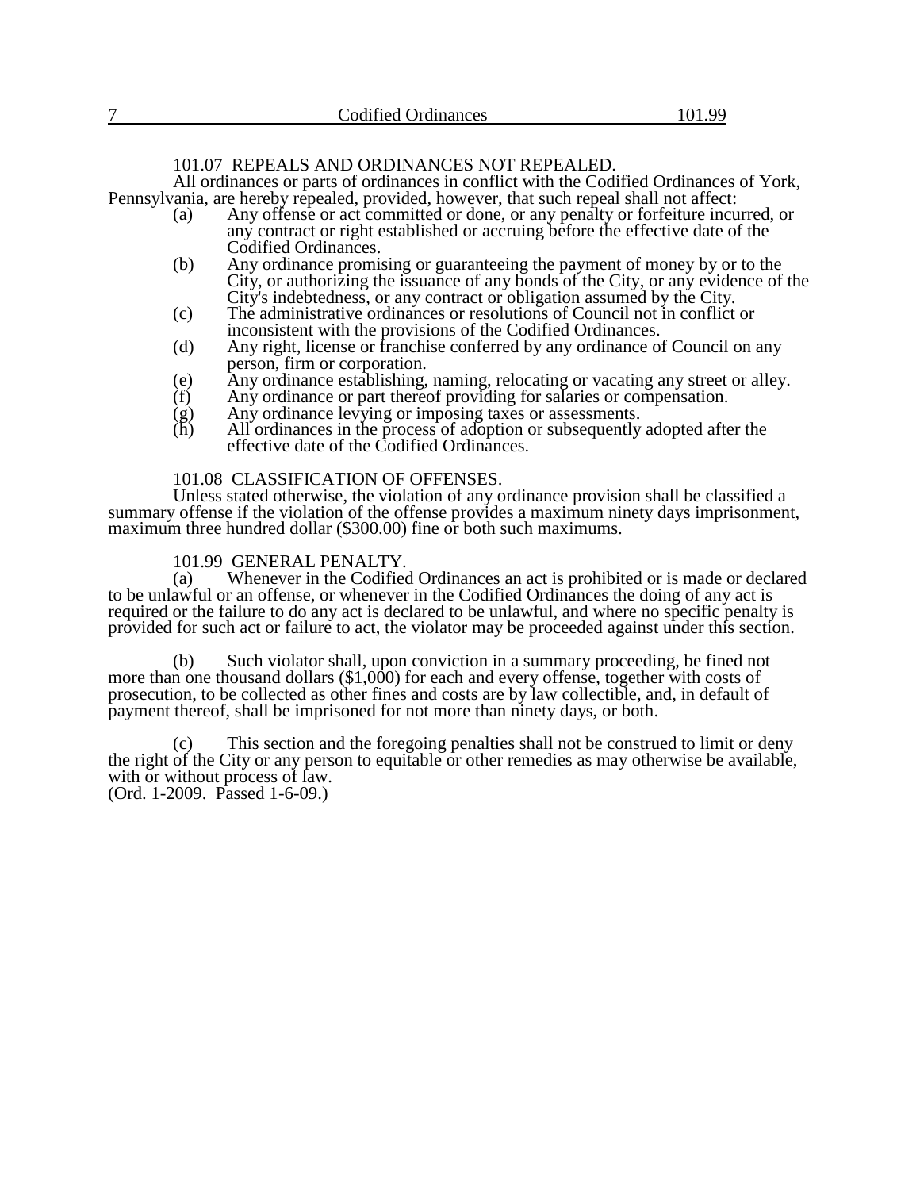### 101.07 REPEALS AND ORDINANCES NOT REPEALED.

All ordinances or parts of ordinances in conflict with the Codified Ordinances of York, Pennsylvania, are hereby repealed, provided, however, that such repeal shall not affect:

(a) Any offense or act committed or done, or any penalty or forfeiture incurred, or any contract or right established or accruing before the effective date of the Codified Ordinances.

(b) Any ordinance promising or guaranteeing the payment of money by or to the City, or authorizing the issuance of any bonds of the City, or any evidence of the City's indebtedness, or any contract or obligation assumed by the City.

(c) The administrative ordinances or resolutions of Council not in conflict or inconsistent with the provisions of the Codified Ordinances.

(d) Any right, license or franchise conferred by any ordinance of Council on any person, firm or corporation.

(e) Any ordinance establishing, naming, relocating or vacating any street or alley.

(f) Any ordinance or part thereof providing for salaries or compensation.

(g) Any ordinance levying or imposing taxes or assessments.

(h) All ordinances in the process of adoption or subsequently adopted after the effective date of the Codified Ordinances.

### 101.08 CLASSIFICATION OF OFFENSES.

Unless stated otherwise, the violation of any ordinance provision shall be classified a summary offense if the violation of the offense provides a maximum ninety days imprisonment, maximum three hundred dollar ($300.00) fine or both such maximums.

### 101.99 GENERAL PENALTY.

(a) Whenever in the Codified Ordinances an act is prohibited or is made or declared to be unlawful or an offense, or whenever in the Codified Ordinances the doing of any act is required or the failure to do any act is declared to be unlawful, and where no specific penalty is provided for such act or failure to act, the violator may be proceeded against under this section.

(b) Such violator shall, upon conviction in a summary proceeding, be fined not more than one thousand dollars ($1,000) for each and every offense, together with costs of prosecution, to be collected as other fines and costs are by law collectible, and, in default of payment thereof, shall be imprisoned for not more than ninety days, or both.

(c) This section and the foregoing penalties shall not be construed to limit or deny the right of the City or any person to equitable or other remedies as may otherwise be available, with or without process of law.

(Ord. 1-2009. Passed 1-6-09.)